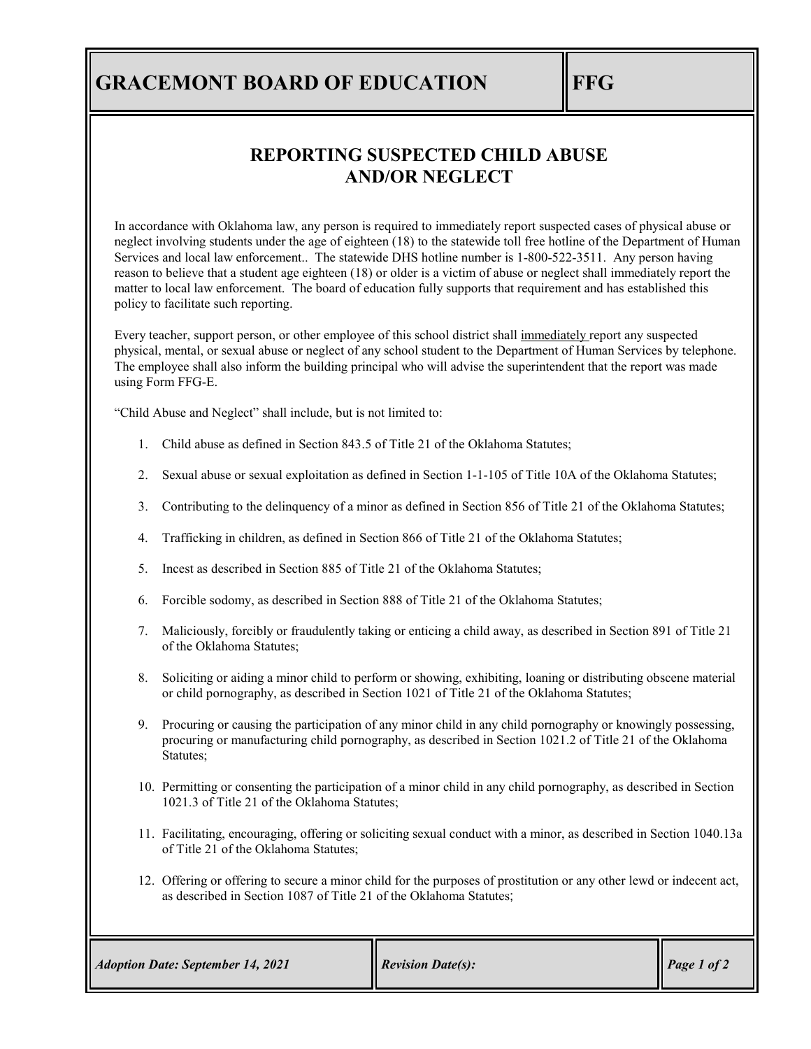# GRACEMONT BOARD OF EDUCATION — FFG

## REPORTING SUSPECTED CHILD ABUSE AND/OR NEGLECT

In accordance with Oklahoma law, any person is required to immediately report suspected cases of physical abuse or neglect involving students under the age of eighteen (18) to the statewide toll free hotline of the Department of Human Services and local law enforcement.. The statewide DHS hotline number is 1-800-522-3511. Any person having reason to believe that a student age eighteen (18) or older is a victim of abuse or neglect shall immediately report the matter to local law enforcement. The board of education fully supports that requirement and has established this policy to facilitate such reporting.

Every teacher, support person, or other employee of this school district shall immediately report any suspected physical, mental, or sexual abuse or neglect of any school student to the Department of Human Services by telephone. The employee shall also inform the building principal who will advise the superintendent that the report was made using Form FFG-E.

"Child Abuse and Neglect" shall include, but is not limited to:

1. Child abuse as defined in Section 843.5 of Title 21 of the Oklahoma Statutes;
2. Sexual abuse or sexual exploitation as defined in Section 1-1-105 of Title 10A of the Oklahoma Statutes;
3. Contributing to the delinquency of a minor as defined in Section 856 of Title 21 of the Oklahoma Statutes;
4. Trafficking in children, as defined in Section 866 of Title 21 of the Oklahoma Statutes;
5. Incest as described in Section 885 of Title 21 of the Oklahoma Statutes;
6. Forcible sodomy, as described in Section 888 of Title 21 of the Oklahoma Statutes;
7. Maliciously, forcibly or fraudulently taking or enticing a child away, as described in Section 891 of Title 21 of the Oklahoma Statutes;
8. Soliciting or aiding a minor child to perform or showing, exhibiting, loaning or distributing obscene material or child pornography, as described in Section 1021 of Title 21 of the Oklahoma Statutes;
9. Procuring or causing the participation of any minor child in any child pornography or knowingly possessing, procuring or manufacturing child pornography, as described in Section 1021.2 of Title 21 of the Oklahoma Statutes;
10. Permitting or consenting the participation of a minor child in any child pornography, as described in Section 1021.3 of Title 21 of the Oklahoma Statutes;
11. Facilitating, encouraging, offering or soliciting sexual conduct with a minor, as described in Section 1040.13a of Title 21 of the Oklahoma Statutes;
12. Offering or offering to secure a minor child for the purposes of prostitution or any other lewd or indecent act, as described in Section 1087 of Title 21 of the Oklahoma Statutes;

*Adoption Date: September 14, 2021* | *Revision Date(s):*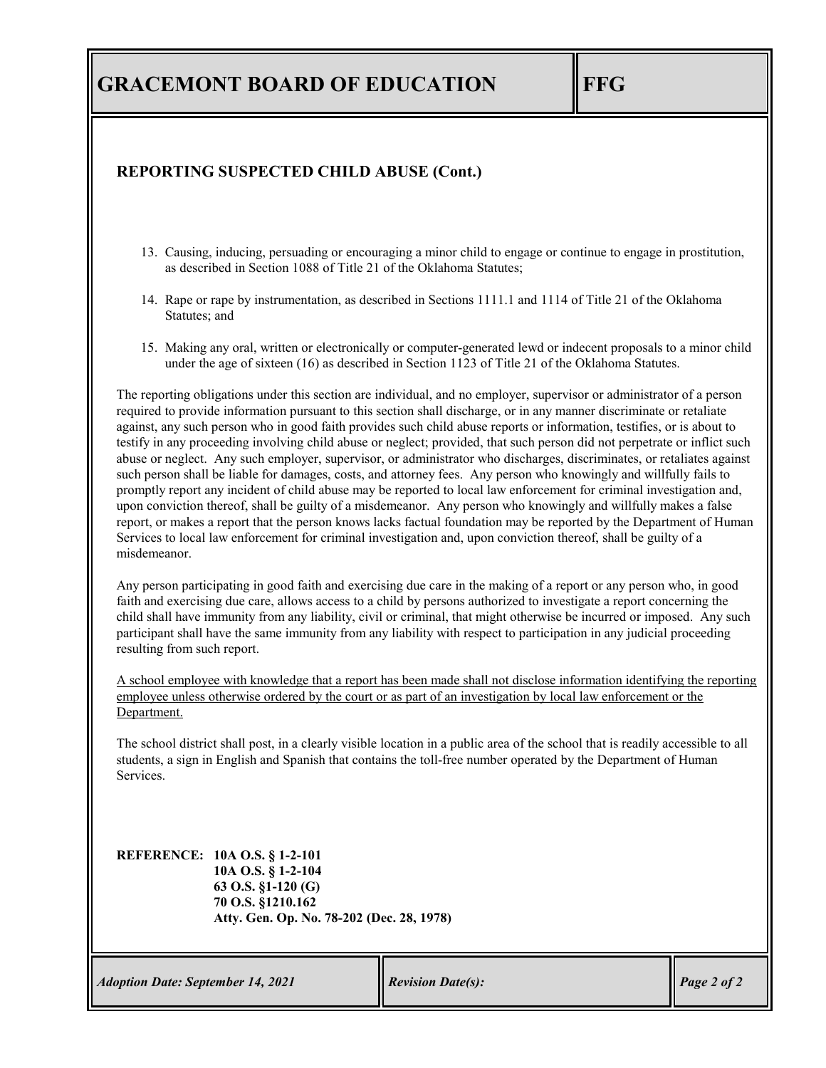## REPORTING SUPPECTED CHILD ABUSE (Cont.)

13. Causing, inducing, persuading or encouraging a minor child to engage or continue to engage in prostitution, as described in Section 1088 of Title 21 of the Oklahoma Statutes;
14. Rape or rape by instrumentation, as described in Sections 1111.1 and 1114 of Title 21 of the Oklahoma Statutes; and
15. Making any oral, written or electronically or computer-generated lewd or indecent proposals to a minor child under the age of sixteen (16) as described in Section 1123 of Title 21 of the Oklahoma Statutes.

The reporting obligations under this section are individual, and no employer, supervisor or administrator of a person required to provide information pursuant to this section shall discharge, or in any manner discriminate or retaliate against, any such person who in good faith provides such child abuse reports or information, testifies, or is about to testify in any proceeding involving child abuse or neglect; provided, that such person did not perpetrate or inflict such abuse or neglect. Any such employer, supervisor, or administrator who discharges, discriminates, or retaliates against such person shall be liable for damages, costs, and attorney fees. Any person who knowingly and willfully fails to promptly report any incident of child abuse may be reported to local law enforcement for criminal investigation and, upon conviction thereof, shall be guilty of a misdemeanor. Any person who knowingly and willfully makes a false report, or makes a report that the person knows lacks factual foundation may be reported by the Department of Human Services to local law enforcement for criminal investigation and, upon conviction thereof, shall be guilty of a misdemeanor.

Any person participating in good faith and exercising due care in the making of a report or any person who, in good faith and exercising due care, allows access to a child by persons authorized to investigate a report concerning the child shall have immunity from any liability, civil or criminal, that might otherwise be incurred or imposed. Any such participant shall have the same immunity from any liability with respect to participation in any judicial proceeding resulting from such report.

<u>A school employee with knowledge that a report has been made shall not disclose information identifying the reporting employee unless otherwise ordered by the court or as part of an investigation by local law enforcement or the Department.</u>

The school district shall post, in a clearly visible location in a public area of the school that is readily accessible to all students, a sign in English and Spanish that contains the toll-free number operated by the Department of Human Services.

**REFERENCE:**
**10A O.S. § 1-2-101**
**10A O.S. § 1-2-104**
**63 O.S. §1-120 (G)**
**70 O.S. §1210.162**
**Atty. Gen. Op. No. 78-202 (Dec. 28, 1978)**

*Adoption Date: September 14, 2021* | *Revision Date(s):*